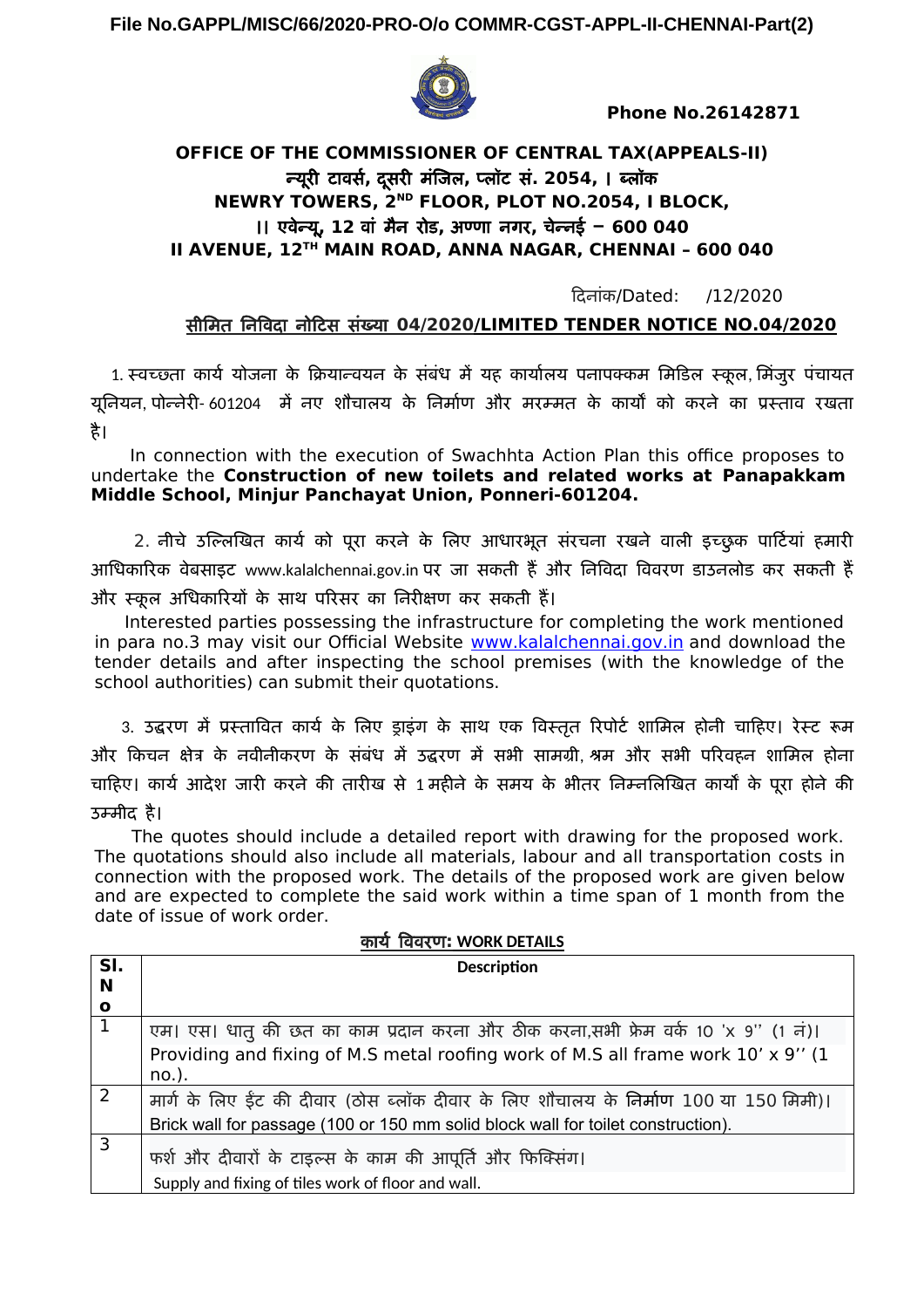File No.GAPPL/MISC/66/2020-PRO-O/o COMMR-CGST-APPL-II-CHENNAI-Part(2)

**Phone No.26142871**

**OFFICE OF THE COMMISSIONER OF CENTRAL TAX(APPEALS-II)**
**न्यूरी टावर्स, दूसरी मंजिल, प्लॉट सं. 2054, I ब्लॉक**
**NEWRY TOWERS, 2ND FLOOR, PLOT NO.2054, I BLOCK,**
**II एवेन्यू, 12 वां मैन रोड, अण्णा नगर, चेन्नई – 600 040**
**II AVENUE, 12TH MAIN ROAD, ANNA NAGAR, CHENNAI – 600 040**

दिनांक/Dated: /12/2020

**सीमित निविदा नोटिस संख्या 04/2020/LIMITED TENDER NOTICE NO.04/2020**

1. स्वच्छता कार्य योजना के क्रियान्वयन के संबंध में यह कार्यालय पनापक्कम मिडिल स्कूल, मिंजुर पंचायत यूनियन, पोन्नेरी- 601204 में नए शौचालय के निर्माण और मरम्मत के कार्यों को करने का प्रस्ताव रखता है।

In connection with the execution of Swachhta Action Plan this office proposes to undertake the **Construction of new toilets and related works at Panapakkam Middle School, Minjur Panchayat Union, Ponneri-601204.**

2. नीचे उल्लिखित कार्य को पूरा करने के लिए आधारभूत संरचना रखने वाली इच्छुक पार्टियां हमारी आधिकारिक वेबसाइट www.kalalchennai.gov.in पर जा सकती हैं और निविदा विवरण डाउनलोड कर सकती हैं और स्कूल अधिकारियों के साथ परिसर का निरीक्षण कर सकती हैं।

Interested parties possessing the infrastructure for completing the work mentioned in para no.3 may visit our Official Website www.kalalchennai.gov.in and download the tender details and after inspecting the school premises (with the knowledge of the school authorities) can submit their quotations.

3. उद्धरण में प्रस्तावित कार्य के लिए ड्राइंग के साथ एक विस्तृत रिपोर्ट शामिल होनी चाहिए। रेस्ट रूम और किचन क्षेत्र के नवीनीकरण के संबंध में उद्धरण में सभी सामग्री, श्रम और सभी परिवहन शामिल होना चाहिए। कार्य आदेश जारी करने की तारीख से 1 महीने के समय के भीतर निम्नलिखित कार्यों के पूरा होने की उम्मीद है।

The quotes should include a detailed report with drawing for the proposed work. The quotations should also include all materials, labour and all transportation costs in connection with the proposed work. The details of the proposed work are given below and are expected to complete the said work within a time span of 1 month from the date of issue of work order.

**कार्य विवरण: WORK DETAILS**

| Sl. No | Description |
|---|---|
| 1 | एम। एस। धातु की छत का काम प्रदान करना और ठीक करना,सभी फ्रेम वर्क 10 'x 9'' (1 नं)।<br>Providing and fixing of M.S metal roofing work of M.S all frame work 10' x 9'' (1 no.). |
| 2 | मार्ग के लिए ईंट की दीवार (ठोस ब्लॉक दीवार के लिए शौचालय के निर्माण 100 या 150 मिमी)।<br>Brick wall for passage (100 or 150 mm solid block wall for toilet construction). |
| 3 | फर्श और दीवारों के टाइल्स के काम की आपूर्ति और फिक्सिंग।<br>Supply and fixing of tiles work of floor and wall. |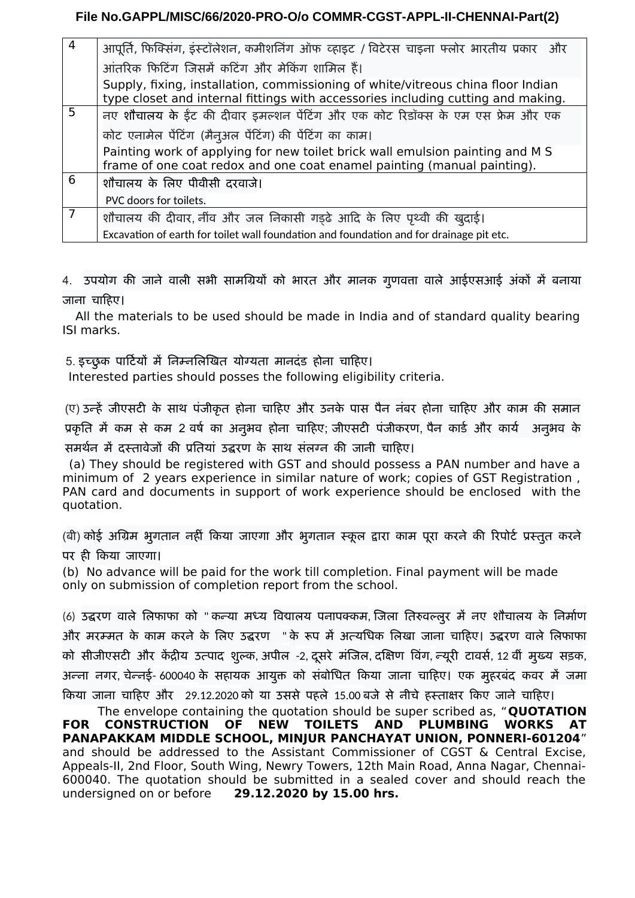| 4 | आपूर्ति, फिक्सिंग, इंस्टॉलेशन, कमीशनिंग ऑफ व्हाइट / विटेरस चाइना फ्लोर भारतीय प्रकार और आंतरिक फिटिंग जिसमें कटिंग और मेकिंग शामिल हैं। Supply, fixing, installation, commissioning of white/vitreous china floor Indian type closet and internal fittings with accessories including cutting and making. |
|---|---|
| 5 | नए शौचालय के ईंट की दीवार इमल्शन पेंटिंग और एक कोट रिडॉक्स के एम एस फ्रेम और एक कोट एनामेल पेंटिंग (मैनुअल पेंटिंग) की पेंटिंग का काम। Painting work of applying for new toilet brick wall emulsion painting and M S frame of one coat redox and one coat enamel painting (manual painting). |
| 6 | शौचालय के लिए पीवीसी दरवाजे। PVC doors for toilets. |
| 7 | शौचालय की दीवार, नींव और जल निकासी गड्ढे आदि के लिए पृथ्वी की खुदाई। Excavation of earth for toilet wall foundation and foundation and for drainage pit etc. |

4. उपयोग की जाने वाली सभी सामग्रियों को भारत और मानक गुणवत्ता वाले आईएसआई अंकों में बनाया जाना चाहिए।

All the materials to be used should be made in India and of standard quality bearing ISI marks.

5. इच्छुक पार्टियों में निम्नलिखित योग्यता मानदंड होना चाहिए।

Interested parties should posses the following eligibility criteria.

(ए) उन्हें जीएसटी के साथ पंजीकृत होना चाहिए और उनके पास पैन नंबर होना चाहिए और काम की समान प्रकृति में कम से कम 2 वर्ष का अनुभव होना चाहिए; जीएसटी पंजीकरण, पैन कार्ड और कार्य अनुभव के समर्थन में दस्तावेजों की प्रतियां उद्धरण के साथ संलग्न की जानी चाहिए।

(a) They should be registered with GST and should possess a PAN number and have a minimum of 2 years experience in similar nature of work; copies of GST Registration , PAN card and documents in support of work experience should be enclosed with the quotation.

(बी) कोई अग्रिम भुगतान नहीं किया जाएगा और भुगतान स्कूल द्वारा काम पूरा करने की रिपोर्ट प्रस्तुत करने पर ही किया जाएगा।

(b) No advance will be paid for the work till completion. Final payment will be made only on submission of completion report from the school.

(6) उद्धरण वाले लिफाफा को "कन्या मध्य विद्यालय पनापक्कम, जिला तिरुवल्लुर में नए शौचालय के निर्माण और मरम्मत के काम करने के लिए उद्धरण "के रूप में अत्यधिक लिखा जाना चाहिए। उद्धरण वाले लिफाफा को सीजीएसटी और केंद्रीय उत्पाद शुल्क, अपील -2, दूसरे मंजिल, दक्षिण विंग, न्यूरी टावर्स, 12 वीं मुख्य सड़क, अन्ना नगर, चेन्नई- 600040 के सहायक आयुक्त को संबोधित किया जाना चाहिए। एक मुहरबंद कवर में जमा किया जाना चाहिए और 29.12.2020 को या उससे पहले 15.00 बजे से नीचे हस्ताक्षर किए जाने चाहिए।

The envelope containing the quotation should be super scribed as, "**QUOTATION FOR CONSTRUCTION OF NEW TOILETS AND PLUMBING WORKS AT PANAPAKKAM MIDDLE SCHOOL, MINJUR PANCHAYAT UNION, PONNERI-601204**" and should be addressed to the Assistant Commissioner of CGST & Central Excise, Appeals-II, 2nd Floor, South Wing, Newry Towers, 12th Main Road, Anna Nagar, Chennai-600040. The quotation should be submitted in a sealed cover and should reach the undersigned on or before **29.12.2020 by 15.00 hrs.**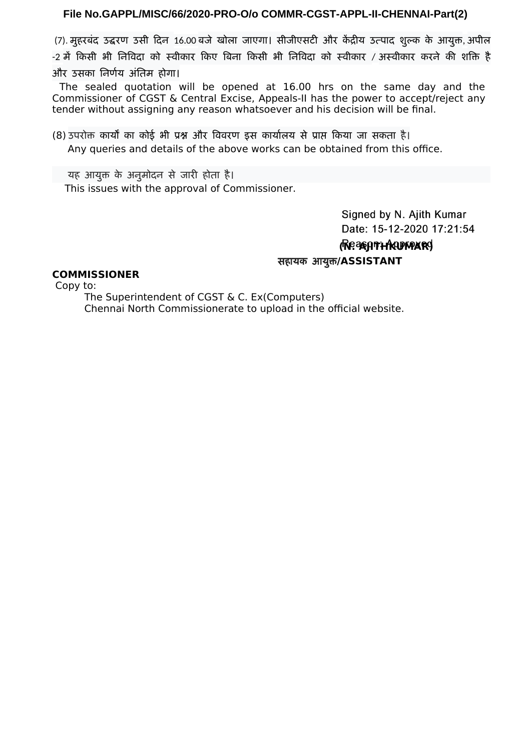**File No.GAPPL/MISC/66/2020-PRO-O/o COMMR-CGST-APPL-II-CHENNAI-Part(2)**

(7). मुहरबंद उद्धरण उसी दिन 16.00 बजे खोला जाएगा। सीजीएसटी और केंद्रीय उत्पाद शुल्क के आयुक्त, अपील -2 में किसी भी निविदा को स्वीकार किए बिना किसी भी निविदा को स्वीकार / अस्वीकार करने की शक्ति है और उसका निर्णय अंतिम होगा।

The sealed quotation will be opened at 16.00 hrs on the same day and the Commissioner of CGST & Central Excise, Appeals-II has the power to accept/reject any tender without assigning any reason whatsoever and his decision will be final.

(8) उपरोक्त कार्यों का कोई भी प्रश्न और विवरण इस कार्यालय से प्राप्त किया जा सकता है।
Any queries and details of the above works can be obtained from this office.

यह आयुक्त के अनुमोदन से जारी होता है।
This issues with the approval of Commissioner.

Signed by N. Ajith Kumar
Date: 15-12-2020 17:21:54
Reason: Approved

**(N. AJITHKUMAR)**
**सहायक आयुक्त/ASSISTANT COMMISSIONER**

Copy to:
The Superintendent of CGST & C. Ex(Computers)
Chennai North Commissionerate to upload in the official website.